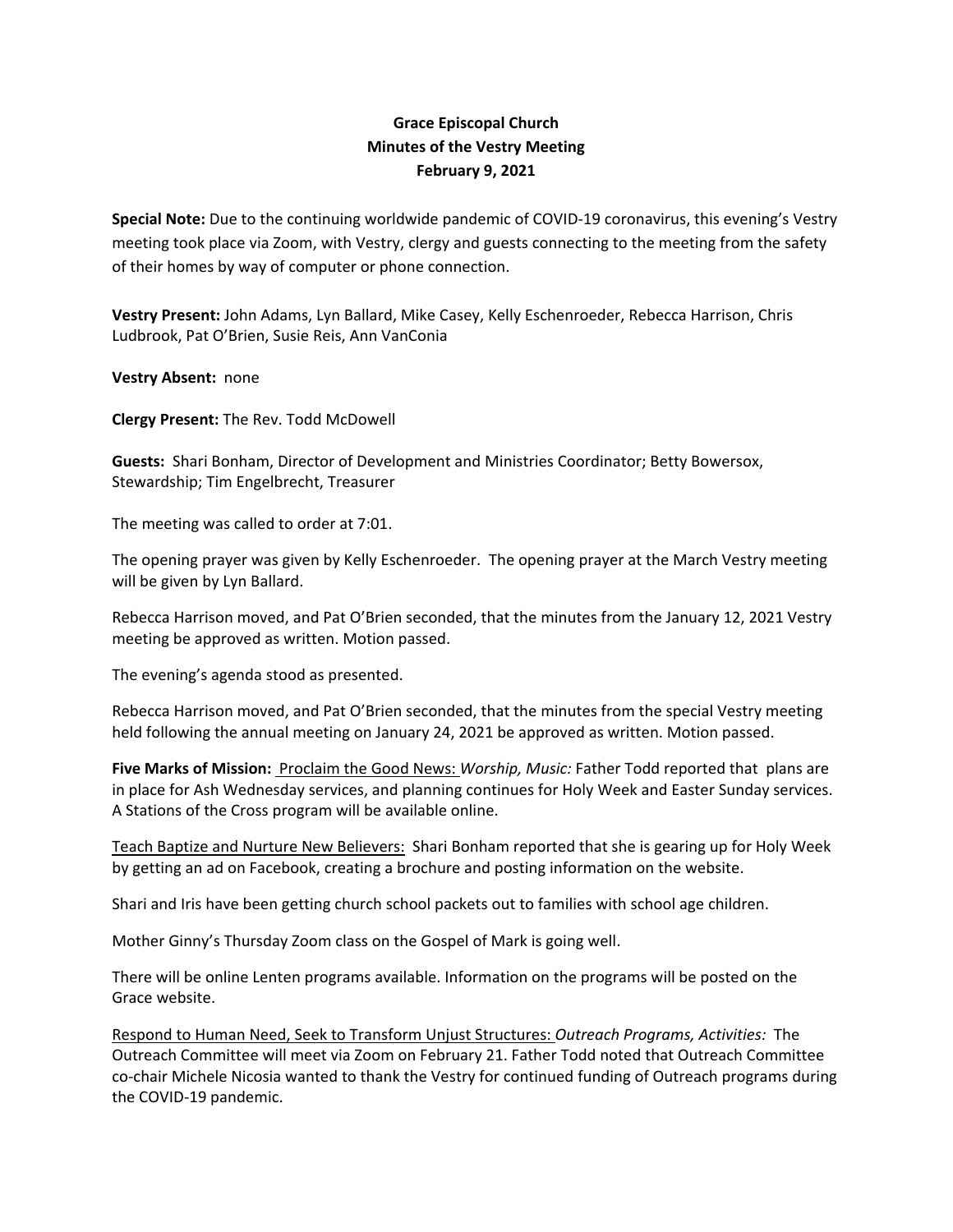**Grace Episcopal Church**
**Minutes of the Vestry Meeting**
**February 9, 2021**

**Special Note:** Due to the continuing worldwide pandemic of COVID-19 coronavirus, this evening's Vestry meeting took place via Zoom, with Vestry, clergy and guests connecting to the meeting from the safety of their homes by way of computer or phone connection.

**Vestry Present:** John Adams, Lyn Ballard, Mike Casey, Kelly Eschenroeder, Rebecca Harrison, Chris Ludbrook, Pat O'Brien, Susie Reis, Ann VanConia

**Vestry Absent:** none

**Clergy Present:** The Rev. Todd McDowell

**Guests:** Shari Bonham, Director of Development and Ministries Coordinator; Betty Bowersox, Stewardship; Tim Engelbrecht, Treasurer

The meeting was called to order at 7:01.

The opening prayer was given by Kelly Eschenroeder. The opening prayer at the March Vestry meeting will be given by Lyn Ballard.

Rebecca Harrison moved, and Pat O'Brien seconded, that the minutes from the January 12, 2021 Vestry meeting be approved as written. Motion passed.

The evening's agenda stood as presented.

Rebecca Harrison moved, and Pat O'Brien seconded, that the minutes from the special Vestry meeting held following the annual meeting on January 24, 2021 be approved as written. Motion passed.

**Five Marks of Mission:** Proclaim the Good News: *Worship, Music:* Father Todd reported that plans are in place for Ash Wednesday services, and planning continues for Holy Week and Easter Sunday services. A Stations of the Cross program will be available online.

Teach Baptize and Nurture New Believers: Shari Bonham reported that she is gearing up for Holy Week by getting an ad on Facebook, creating a brochure and posting information on the website.

Shari and Iris have been getting church school packets out to families with school age children.

Mother Ginny's Thursday Zoom class on the Gospel of Mark is going well.

There will be online Lenten programs available. Information on the programs will be posted on the Grace website.

Respond to Human Need, Seek to Transform Unjust Structures: *Outreach Programs, Activities:* The Outreach Committee will meet via Zoom on February 21. Father Todd noted that Outreach Committee co-chair Michele Nicosia wanted to thank the Vestry for continued funding of Outreach programs during the COVID-19 pandemic.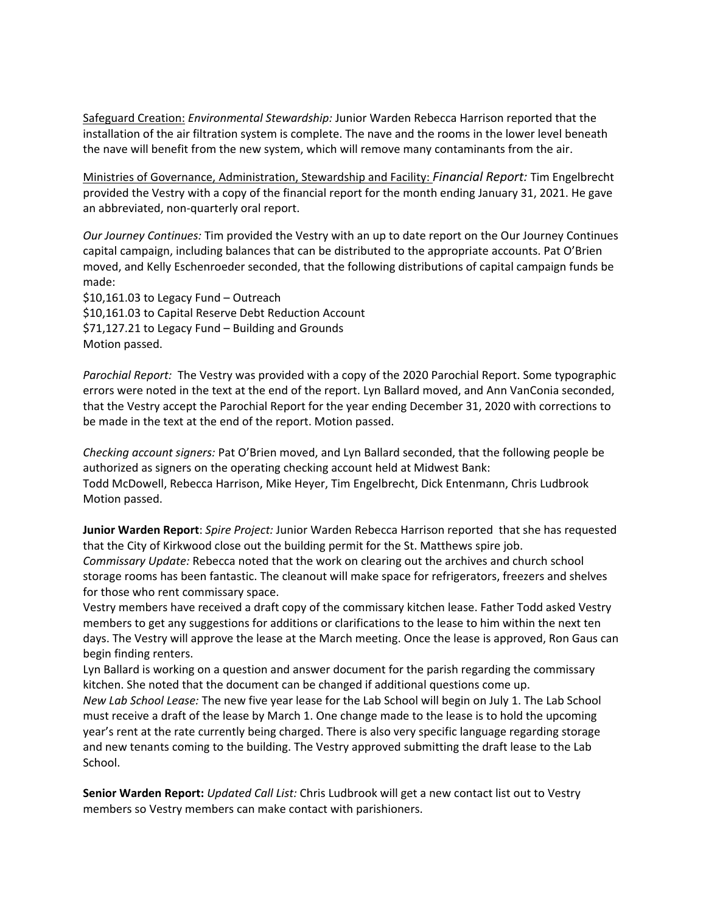<u>Safeguard Creation:</u> *Environmental Stewardship:* Junior Warden Rebecca Harrison reported that the installation of the air filtration system is complete. The nave and the rooms in the lower level beneath the nave will benefit from the new system, which will remove many contaminants from the air.

<u>Ministries of Governance, Administration, Stewardship and Facility:</u> *Financial Report:* Tim Engelbrecht provided the Vestry with a copy of the financial report for the month ending January 31, 2021. He gave an abbreviated, non-quarterly oral report.

*Our Journey Continues:* Tim provided the Vestry with an up to date report on the Our Journey Continues capital campaign, including balances that can be distributed to the appropriate accounts. Pat O'Brien moved, and Kelly Eschenroeder seconded, that the following distributions of capital campaign funds be made:
$10,161.03 to Legacy Fund – Outreach
$10,161.03 to Capital Reserve Debt Reduction Account
$71,127.21 to Legacy Fund – Building and Grounds
Motion passed.

*Parochial Report:* The Vestry was provided with a copy of the 2020 Parochial Report. Some typographic errors were noted in the text at the end of the report. Lyn Ballard moved, and Ann VanConia seconded, that the Vestry accept the Parochial Report for the year ending December 31, 2020 with corrections to be made in the text at the end of the report. Motion passed.

*Checking account signers:* Pat O'Brien moved, and Lyn Ballard seconded, that the following people be authorized as signers on the operating checking account held at Midwest Bank:
Todd McDowell, Rebecca Harrison, Mike Heyer, Tim Engelbrecht, Dick Entenmann, Chris Ludbrook
Motion passed.

**Junior Warden Report**: *Spire Project:* Junior Warden Rebecca Harrison reported that she has requested that the City of Kirkwood close out the building permit for the St. Matthews spire job.
*Commissary Update:* Rebecca noted that the work on clearing out the archives and church school storage rooms has been fantastic. The cleanout will make space for refrigerators, freezers and shelves for those who rent commissary space.
Vestry members have received a draft copy of the commissary kitchen lease. Father Todd asked Vestry members to get any suggestions for additions or clarifications to the lease to him within the next ten days. The Vestry will approve the lease at the March meeting. Once the lease is approved, Ron Gaus can begin finding renters.
Lyn Ballard is working on a question and answer document for the parish regarding the commissary kitchen. She noted that the document can be changed if additional questions come up.
*New Lab School Lease:* The new five year lease for the Lab School will begin on July 1. The Lab School must receive a draft of the lease by March 1. One change made to the lease is to hold the upcoming year's rent at the rate currently being charged. There is also very specific language regarding storage and new tenants coming to the building. The Vestry approved submitting the draft lease to the Lab School.

**Senior Warden Report:** *Updated Call List:* Chris Ludbrook will get a new contact list out to Vestry members so Vestry members can make contact with parishioners.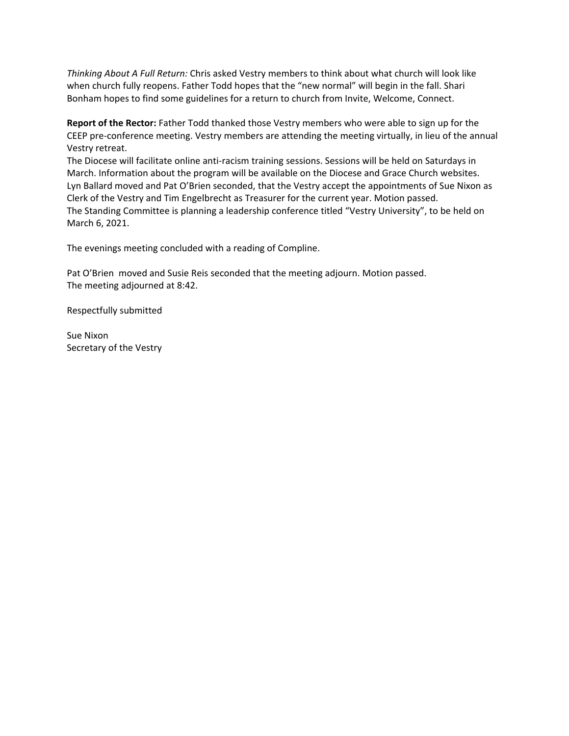*Thinking About A Full Return:* Chris asked Vestry members to think about what church will look like when church fully reopens. Father Todd hopes that the "new normal" will begin in the fall. Shari Bonham hopes to find some guidelines for a return to church from Invite, Welcome, Connect.

**Report of the Rector:** Father Todd thanked those Vestry members who were able to sign up for the CEEP pre-conference meeting. Vestry members are attending the meeting virtually, in lieu of the annual Vestry retreat.
The Diocese will facilitate online anti-racism training sessions. Sessions will be held on Saturdays in March. Information about the program will be available on the Diocese and Grace Church websites.
Lyn Ballard moved and Pat O'Brien seconded, that the Vestry accept the appointments of Sue Nixon as Clerk of the Vestry and Tim Engelbrecht as Treasurer for the current year. Motion passed.
The Standing Committee is planning a leadership conference titled "Vestry University", to be held on March 6, 2021.

The evenings meeting concluded with a reading of Compline.

Pat O'Brien moved and Susie Reis seconded that the meeting adjourn. Motion passed.
The meeting adjourned at 8:42.

Respectfully submitted

Sue Nixon
Secretary of the Vestry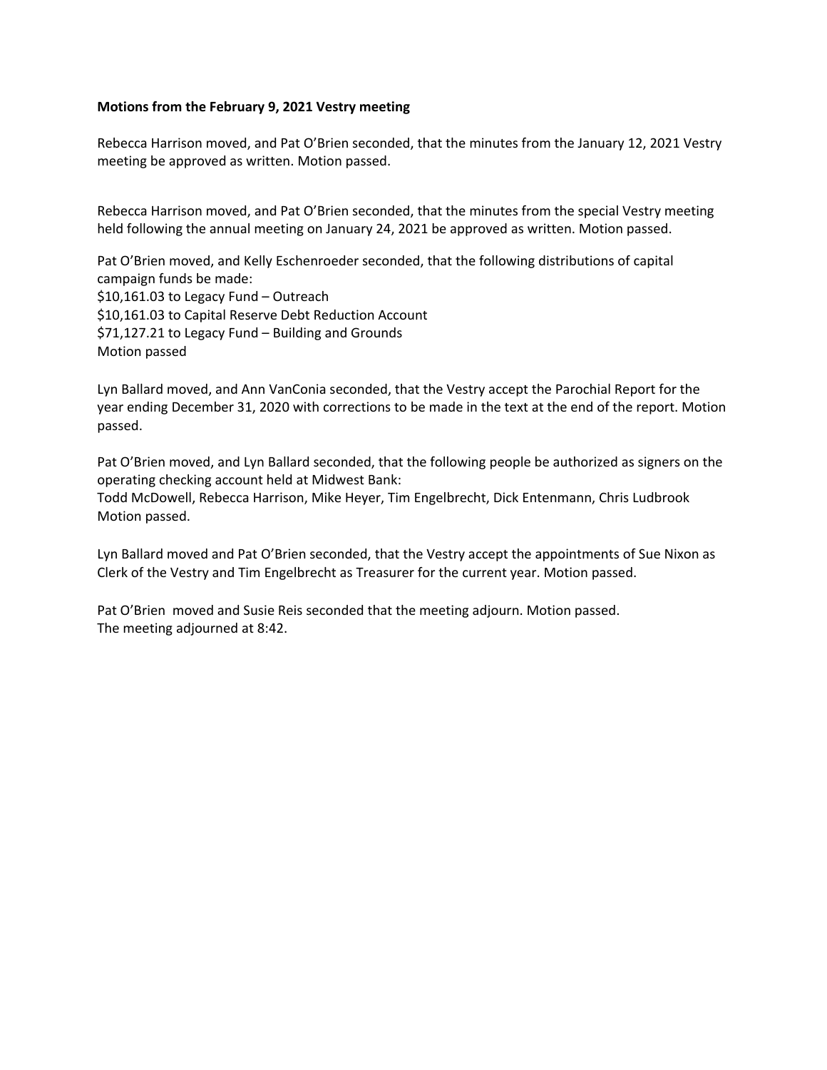**Motions from the February 9, 2021 Vestry meeting**

Rebecca Harrison moved, and Pat O'Brien seconded, that the minutes from the January 12, 2021 Vestry meeting be approved as written. Motion passed.

Rebecca Harrison moved, and Pat O'Brien seconded, that the minutes from the special Vestry meeting held following the annual meeting on January 24, 2021 be approved as written. Motion passed.

Pat O'Brien moved, and Kelly Eschenroeder seconded, that the following distributions of capital campaign funds be made:
$10,161.03 to Legacy Fund – Outreach
$10,161.03 to Capital Reserve Debt Reduction Account
$71,127.21 to Legacy Fund – Building and Grounds
Motion passed

Lyn Ballard moved, and Ann VanConia seconded, that the Vestry accept the Parochial Report for the year ending December 31, 2020 with corrections to be made in the text at the end of the report. Motion passed.

Pat O'Brien moved, and Lyn Ballard seconded, that the following people be authorized as signers on the operating checking account held at Midwest Bank:
Todd McDowell, Rebecca Harrison, Mike Heyer, Tim Engelbrecht, Dick Entenmann, Chris Ludbrook
Motion passed.

Lyn Ballard moved and Pat O'Brien seconded, that the Vestry accept the appointments of Sue Nixon as Clerk of the Vestry and Tim Engelbrecht as Treasurer for the current year. Motion passed.

Pat O'Brien moved and Susie Reis seconded that the meeting adjourn. Motion passed.
The meeting adjourned at 8:42.